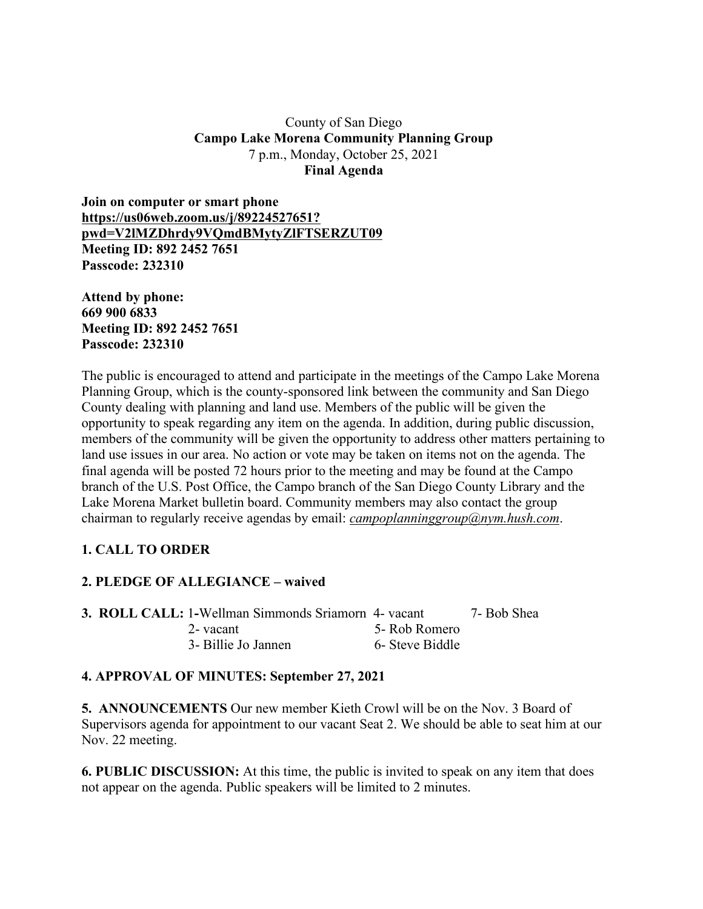County of San Diego

**Campo Lake Morena Community Planning Group**

7 p.m., Monday, October 25, 2021

**Final Agenda**

**Join on computer or smart phone**
**https://us06web.zoom.us/j/89224527651?pwd=V2lMZDhrdy9VQmdBMytyZlFTSERZUT09**
**Meeting ID: 892 2452 7651**
**Passcode: 232310**

**Attend by phone:**
**669 900 6833**
**Meeting ID: 892 2452 7651**
**Passcode: 232310**

The public is encouraged to attend and participate in the meetings of the Campo Lake Morena Planning Group, which is the county-sponsored link between the community and San Diego County dealing with planning and land use. Members of the public will be given the opportunity to speak regarding any item on the agenda. In addition, during public discussion, members of the community will be given the opportunity to address other matters pertaining to land use issues in our area. No action or vote may be taken on items not on the agenda. The final agenda will be posted 72 hours prior to the meeting and may be found at the Campo branch of the U.S. Post Office, the Campo branch of the San Diego County Library and the Lake Morena Market bulletin board. Community members may also contact the group chairman to regularly receive agendas by email: *campoplanninggroup@nym.hush.com*.

**1. CALL TO ORDER**

**2. PLEDGE OF ALLEGIANCE – waived**

**3. ROLL CALL:** 1-Wellman Simmonds Sriamorn, 2- vacant, 3- Billie Jo Jannen, 4- vacant, 5- Rob Romero, 6- Steve Biddle, 7- Bob Shea

**4. APPROVAL OF MINUTES: September 27, 2021**

**5. ANNOUNCEMENTS** Our new member Kieth Crowl will be on the Nov. 3 Board of Supervisors agenda for appointment to our vacant Seat 2. We should be able to seat him at our Nov. 22 meeting.

**6. PUBLIC DISCUSSION:** At this time, the public is invited to speak on any item that does not appear on the agenda. Public speakers will be limited to 2 minutes.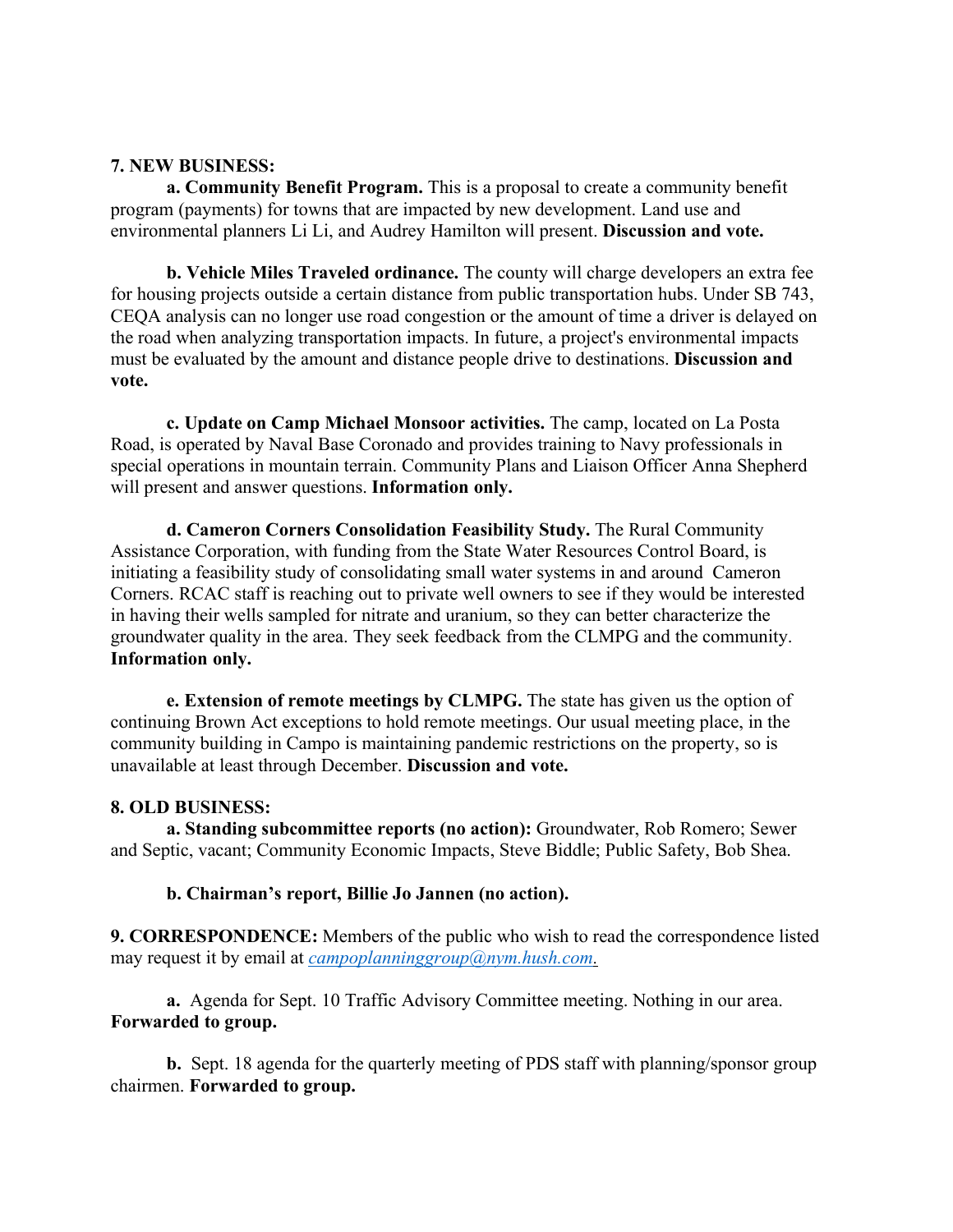**7. NEW BUSINESS:**

**a. Community Benefit Program.** This is a proposal to create a community benefit program (payments) for towns that are impacted by new development. Land use and environmental planners Li Li, and Audrey Hamilton will present. **Discussion and vote.**

**b. Vehicle Miles Traveled ordinance.** The county will charge developers an extra fee for housing projects outside a certain distance from public transportation hubs. Under SB 743, CEQA analysis can no longer use road congestion or the amount of time a driver is delayed on the road when analyzing transportation impacts. In future, a project's environmental impacts must be evaluated by the amount and distance people drive to destinations. **Discussion and vote.**

**c. Update on Camp Michael Monsoor activities.** The camp, located on La Posta Road, is operated by Naval Base Coronado and provides training to Navy professionals in special operations in mountain terrain. Community Plans and Liaison Officer Anna Shepherd will present and answer questions. **Information only.**

**d. Cameron Corners Consolidation Feasibility Study.** The Rural Community Assistance Corporation, with funding from the State Water Resources Control Board, is initiating a feasibility study of consolidating small water systems in and around Cameron Corners. RCAC staff is reaching out to private well owners to see if they would be interested in having their wells sampled for nitrate and uranium, so they can better characterize the groundwater quality in the area. They seek feedback from the CLMPG and the community. **Information only.**

**e. Extension of remote meetings by CLMPG.** The state has given us the option of continuing Brown Act exceptions to hold remote meetings. Our usual meeting place, in the community building in Campo is maintaining pandemic restrictions on the property, so is unavailable at least through December. **Discussion and vote.**

**8. OLD BUSINESS:**

**a. Standing subcommittee reports (no action):** Groundwater, Rob Romero; Sewer and Septic, vacant; Community Economic Impacts, Steve Biddle; Public Safety, Bob Shea.

**b. Chairman's report, Billie Jo Jannen (no action).**

**9. CORRESPONDENCE:** Members of the public who wish to read the correspondence listed may request it by email at *campoplanninggroup@nym.hush.com*.

**a.** Agenda for Sept. 10 Traffic Advisory Committee meeting. Nothing in our area. **Forwarded to group.**

**b.** Sept. 18 agenda for the quarterly meeting of PDS staff with planning/sponsor group chairmen. **Forwarded to group.**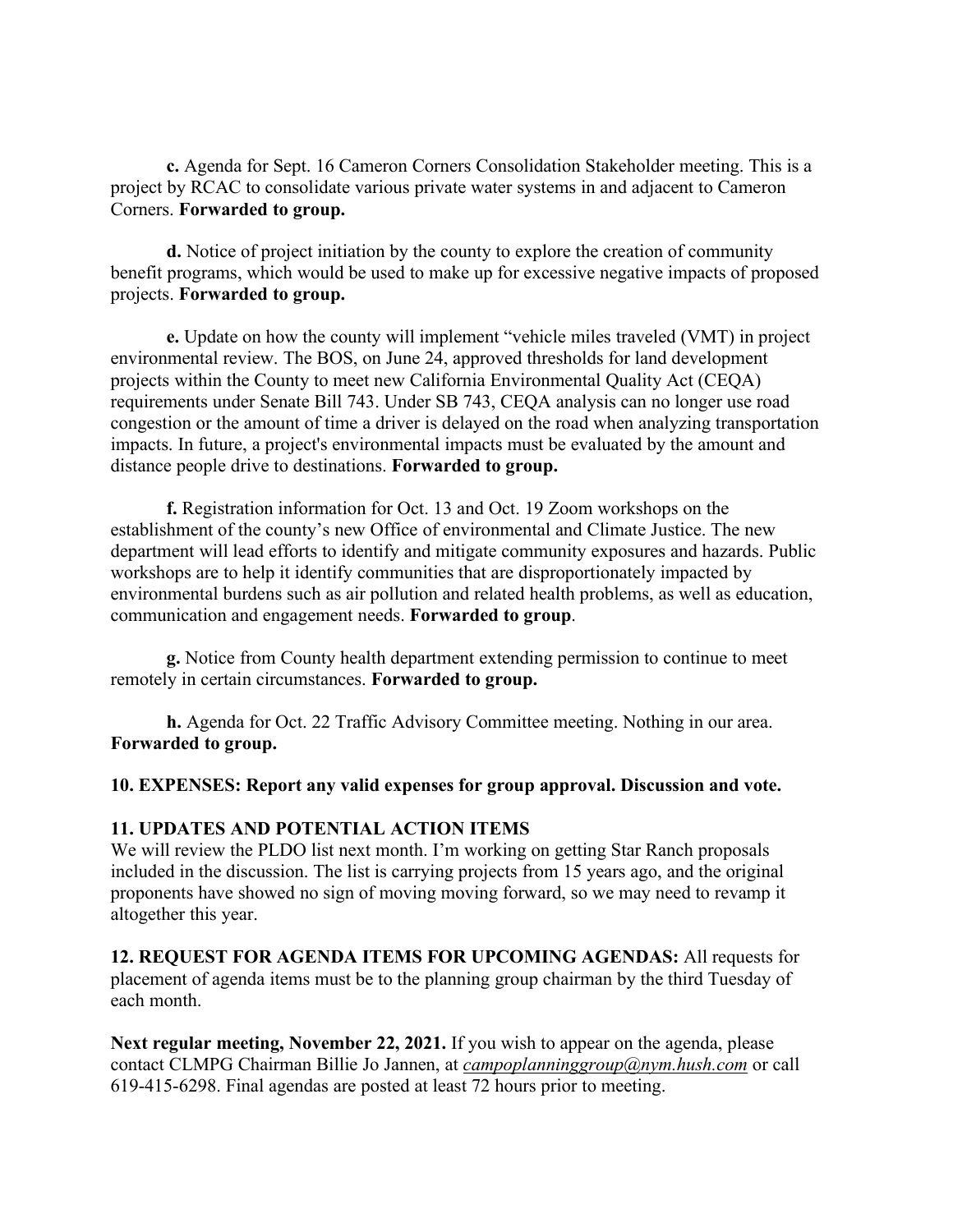**c.** Agenda for Sept. 16 Cameron Corners Consolidation Stakeholder meeting. This is a project by RCAC to consolidate various private water systems in and adjacent to Cameron Corners. **Forwarded to group.**

**d.** Notice of project initiation by the county to explore the creation of community benefit programs, which would be used to make up for excessive negative impacts of proposed projects. **Forwarded to group.**

**e.** Update on how the county will implement "vehicle miles traveled (VMT) in project environmental review. The BOS, on June 24, approved thresholds for land development projects within the County to meet new California Environmental Quality Act (CEQA) requirements under Senate Bill 743. Under SB 743, CEQA analysis can no longer use road congestion or the amount of time a driver is delayed on the road when analyzing transportation impacts. In future, a project's environmental impacts must be evaluated by the amount and distance people drive to destinations. **Forwarded to group.**

**f.** Registration information for Oct. 13 and Oct. 19 Zoom workshops on the establishment of the county's new Office of environmental and Climate Justice. The new department will lead efforts to identify and mitigate community exposures and hazards. Public workshops are to help it identify communities that are disproportionately impacted by environmental burdens such as air pollution and related health problems, as well as education, communication and engagement needs. **Forwarded to group**.

**g.** Notice from County health department extending permission to continue to meet remotely in certain circumstances. **Forwarded to group.**

**h.** Agenda for Oct. 22 Traffic Advisory Committee meeting. Nothing in our area. **Forwarded to group.**

**10. EXPENSES: Report any valid expenses for group approval. Discussion and vote.**

**11. UPDATES AND POTENTIAL ACTION ITEMS**

We will review the PLDO list next month. I'm working on getting Star Ranch proposals included in the discussion. The list is carrying projects from 15 years ago, and the original proponents have showed no sign of moving moving forward, so we may need to revamp it altogether this year.

**12. REQUEST FOR AGENDA ITEMS FOR UPCOMING AGENDAS:** All requests for placement of agenda items must be to the planning group chairman by the third Tuesday of each month.

**Next regular meeting, November 22, 2021.** If you wish to appear on the agenda, please contact CLMPG Chairman Billie Jo Jannen, at *campoplanninggroup@nym.hush.com* or call 619-415-6298. Final agendas are posted at least 72 hours prior to meeting.